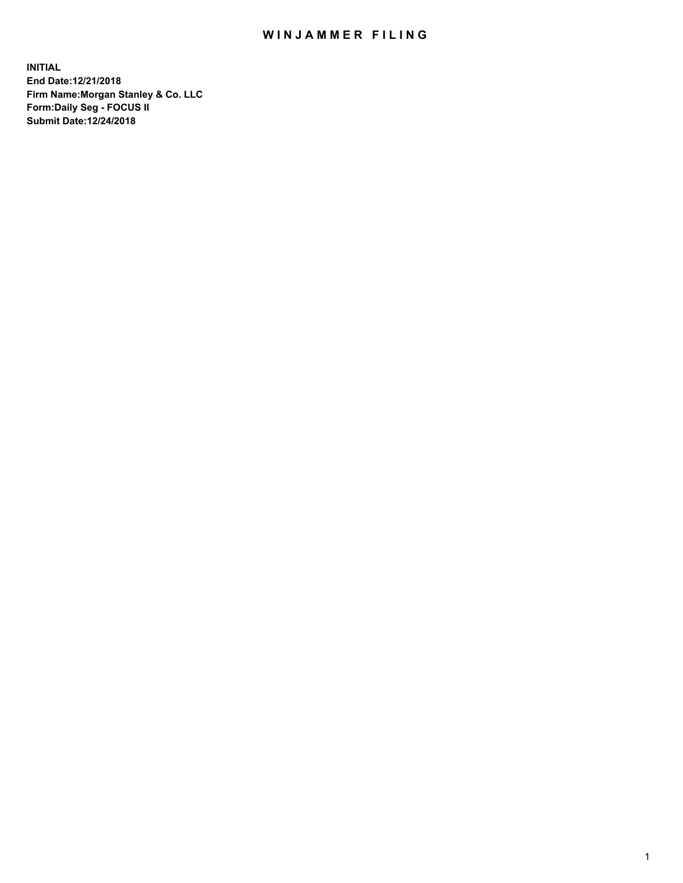# WINJAMMER FILING

**INITIAL**
**End Date:12/21/2018**
**Firm Name:Morgan Stanley & Co. LLC**
**Form:Daily Seg - FOCUS II**
**Submit Date:12/24/2018**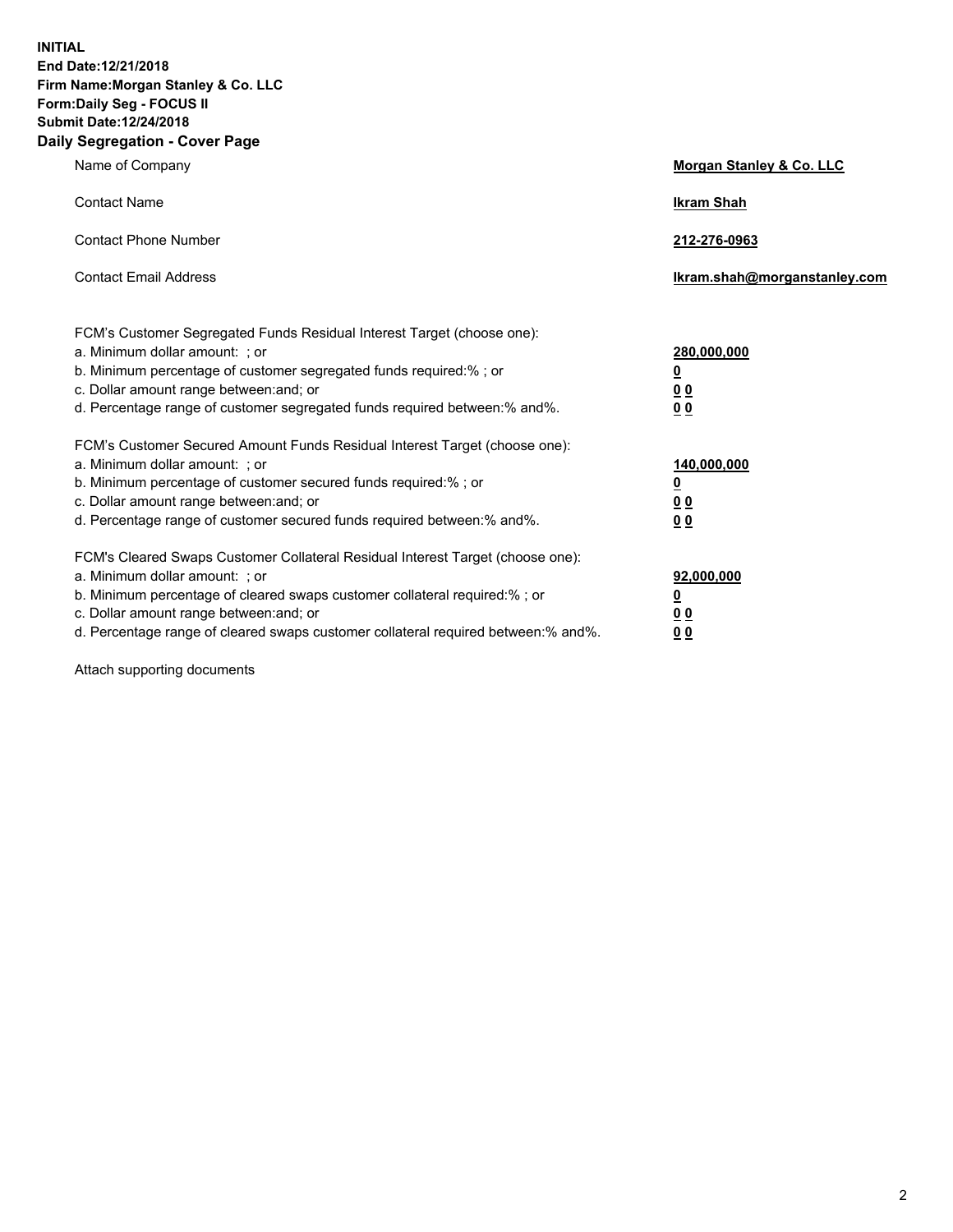**INITIAL**
**End Date:12/21/2018**
**Firm Name:Morgan Stanley & Co. LLC**
**Form:Daily Seg - FOCUS II**
**Submit Date:12/24/2018**
**Daily Segregation - Cover Page**

| | |
|---|---|
| Name of Company | **Morgan Stanley & Co. LLC** |
| Contact Name | **Ikram Shah** |
| Contact Phone Number | **212-276-0963** |
| Contact Email Address | **Ikram.shah@morganstanley.com** |
| FCM's Customer Segregated Funds Residual Interest Target (choose one): | |
| a. Minimum dollar amount: ; or | **280,000,000** |
| b. Minimum percentage of customer segregated funds required:% ; or | **0** |
| c. Dollar amount range between:and; or | **0 0** |
| d. Percentage range of customer segregated funds required between:% and%. | **0 0** |
| FCM's Customer Secured Amount Funds Residual Interest Target (choose one): | |
| a. Minimum dollar amount: ; or | **140,000,000** |
| b. Minimum percentage of customer secured funds required:% ; or | **0** |
| c. Dollar amount range between:and; or | **0 0** |
| d. Percentage range of customer secured funds required between:% and%. | **0 0** |
| FCM's Cleared Swaps Customer Collateral Residual Interest Target (choose one): | |
| a. Minimum dollar amount: ; or | **92,000,000** |
| b. Minimum percentage of cleared swaps customer collateral required:% ; or | **0** |
| c. Dollar amount range between:and; or | **0 0** |
| d. Percentage range of cleared swaps customer collateral required between:% and%. | **0 0** |

Attach supporting documents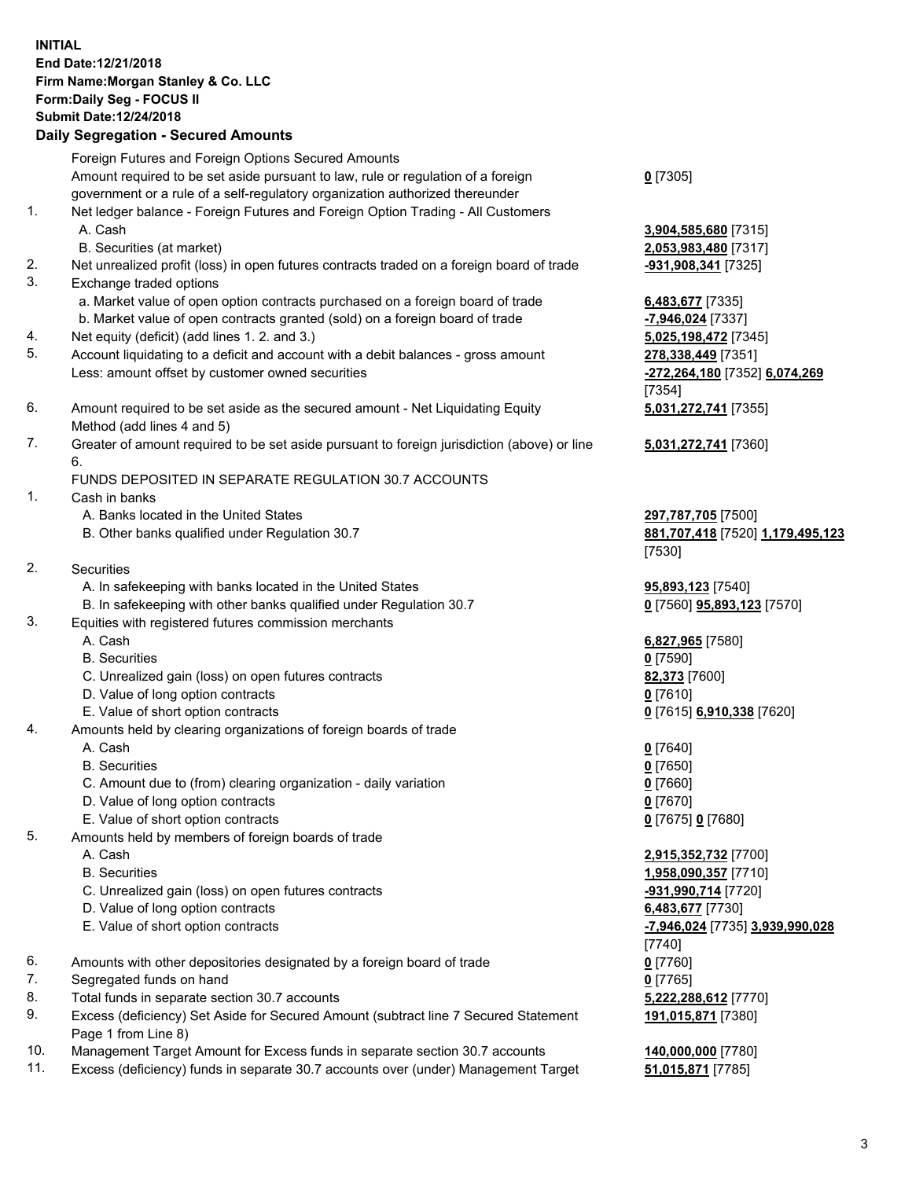**INITIAL**
**End Date:12/21/2018**
**Firm Name:Morgan Stanley & Co. LLC**
**Form:Daily Seg - FOCUS II**
**Submit Date:12/24/2018**

## Daily Segregation - Secured Amounts

| | | |
|---|---|---|
| | Foreign Futures and Foreign Options Secured Amounts | |
| | Amount required to be set aside pursuant to law, rule or regulation of a foreign government or a rule of a self-regulatory organization authorized thereunder | 0 [7305] |
| 1. | Net ledger balance - Foreign Futures and Foreign Option Trading - All Customers | |
| | A. Cash | 3,904,585,680 [7315] |
| | B. Securities (at market) | 2,053,983,480 [7317] |
| 2. | Net unrealized profit (loss) in open futures contracts traded on a foreign board of trade | -931,908,341 [7325] |
| 3. | Exchange traded options | |
| | a. Market value of open option contracts purchased on a foreign board of trade | 6,483,677 [7335] |
| | b. Market value of open contracts granted (sold) on a foreign board of trade | -7,946,024 [7337] |
| 4. | Net equity (deficit) (add lines 1. 2. and 3.) | 5,025,198,472 [7345] |
| 5. | Account liquidating to a deficit and account with a debit balances - gross amount | 278,338,449 [7351] |
| | Less: amount offset by customer owned securities | -272,264,180 [7352] 6,074,269 [7354] |
| 6. | Amount required to be set aside as the secured amount - Net Liquidating Equity Method (add lines 4 and 5) | 5,031,272,741 [7355] |
| 7. | Greater of amount required to be set aside pursuant to foreign jurisdiction (above) or line 6. | 5,031,272,741 [7360] |
| | FUNDS DEPOSITED IN SEPARATE REGULATION 30.7 ACCOUNTS | |
| 1. | Cash in banks | |
| | A. Banks located in the United States | 297,787,705 [7500] |
| | B. Other banks qualified under Regulation 30.7 | 881,707,418 [7520] 1,179,495,123 [7530] |
| 2. | Securities | |
| | A. In safekeeping with banks located in the United States | 95,893,123 [7540] |
| | B. In safekeeping with other banks qualified under Regulation 30.7 | 0 [7560] 95,893,123 [7570] |
| 3. | Equities with registered futures commission merchants | |
| | A. Cash | 6,827,965 [7580] |
| | B. Securities | 0 [7590] |
| | C. Unrealized gain (loss) on open futures contracts | 82,373 [7600] |
| | D. Value of long option contracts | 0 [7610] |
| | E. Value of short option contracts | 0 [7615] 6,910,338 [7620] |
| 4. | Amounts held by clearing organizations of foreign boards of trade | |
| | A. Cash | 0 [7640] |
| | B. Securities | 0 [7650] |
| | C. Amount due to (from) clearing organization - daily variation | 0 [7660] |
| | D. Value of long option contracts | 0 [7670] |
| | E. Value of short option contracts | 0 [7675] 0 [7680] |
| 5. | Amounts held by members of foreign boards of trade | |
| | A. Cash | 2,915,352,732 [7700] |
| | B. Securities | 1,958,090,357 [7710] |
| | C. Unrealized gain (loss) on open futures contracts | -931,990,714 [7720] |
| | D. Value of long option contracts | 6,483,677 [7730] |
| | E. Value of short option contracts | -7,946,024 [7735] 3,939,990,028 [7740] |
| 6. | Amounts with other depositories designated by a foreign board of trade | 0 [7760] |
| 7. | Segregated funds on hand | 0 [7765] |
| 8. | Total funds in separate section 30.7 accounts | 5,222,288,612 [7770] |
| 9. | Excess (deficiency) Set Aside for Secured Amount (subtract line 7 Secured Statement Page 1 from Line 8) | 191,015,871 [7380] |
| 10. | Management Target Amount for Excess funds in separate section 30.7 accounts | 140,000,000 [7780] |
| 11. | Excess (deficiency) funds in separate 30.7 accounts over (under) Management Target | 51,015,871 [7785] |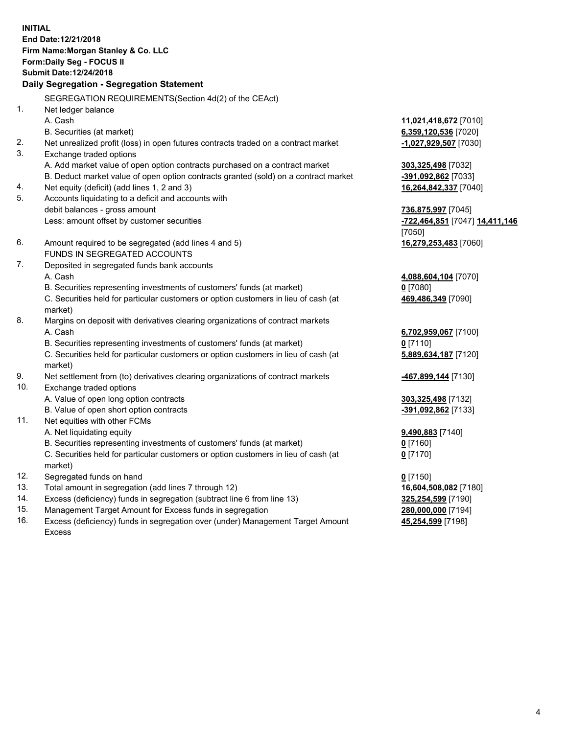**INITIAL**
**End Date:12/21/2018**
**Firm Name:Morgan Stanley & Co. LLC**
**Form:Daily Seg - FOCUS II**
**Submit Date:12/24/2018**

### Daily Segregation - Segregation Statement

SEGREGATION REQUIREMENTS(Section 4d(2) of the CEAct)

| | | |
|---|---|---|
| 1. | Net ledger balance | |
| | A. Cash | **11,021,418,672** [7010] |
| | B. Securities (at market) | **6,359,120,536** [7020] |
| 2. | Net unrealized profit (loss) in open futures contracts traded on a contract market | **-1,027,929,507** [7030] |
| 3. | Exchange traded options | |
| | A. Add market value of open option contracts purchased on a contract market | **303,325,498** [7032] |
| | B. Deduct market value of open option contracts granted (sold) on a contract market | **-391,092,862** [7033] |
| 4. | Net equity (deficit) (add lines 1, 2 and 3) | **16,264,842,337** [7040] |
| 5. | Accounts liquidating to a deficit and accounts with debit balances - gross amount | **736,875,997** [7045] |
| | Less: amount offset by customer securities | **-722,464,851** [7047] **14,411,146** [7050] |
| 6. | Amount required to be segregated (add lines 4 and 5) | **16,279,253,483** [7060] |
| | FUNDS IN SEGREGATED ACCOUNTS | |
| 7. | Deposited in segregated funds bank accounts | |
| | A. Cash | **4,088,604,104** [7070] |
| | B. Securities representing investments of customers' funds (at market) | **0** [7080] |
| | C. Securities held for particular customers or option customers in lieu of cash (at market) | **469,486,349** [7090] |
| 8. | Margins on deposit with derivatives clearing organizations of contract markets | |
| | A. Cash | **6,702,959,067** [7100] |
| | B. Securities representing investments of customers' funds (at market) | **0** [7110] |
| | C. Securities held for particular customers or option customers in lieu of cash (at market) | **5,889,634,187** [7120] |
| 9. | Net settlement from (to) derivatives clearing organizations of contract markets | **-467,899,144** [7130] |
| 10. | Exchange traded options | |
| | A. Value of open long option contracts | **303,325,498** [7132] |
| | B. Value of open short option contracts | **-391,092,862** [7133] |
| 11. | Net equities with other FCMs | |
| | A. Net liquidating equity | **9,490,883** [7140] |
| | B. Securities representing investments of customers' funds (at market) | **0** [7160] |
| | C. Securities held for particular customers or option customers in lieu of cash (at market) | **0** [7170] |
| 12. | Segregated funds on hand | **0** [7150] |
| 13. | Total amount in segregation (add lines 7 through 12) | **16,604,508,082** [7180] |
| 14. | Excess (deficiency) funds in segregation (subtract line 6 from line 13) | **325,254,599** [7190] |
| 15. | Management Target Amount for Excess funds in segregation | **280,000,000** [7194] |
| 16. | Excess (deficiency) funds in segregation over (under) Management Target Amount Excess | **45,254,599** [7198] |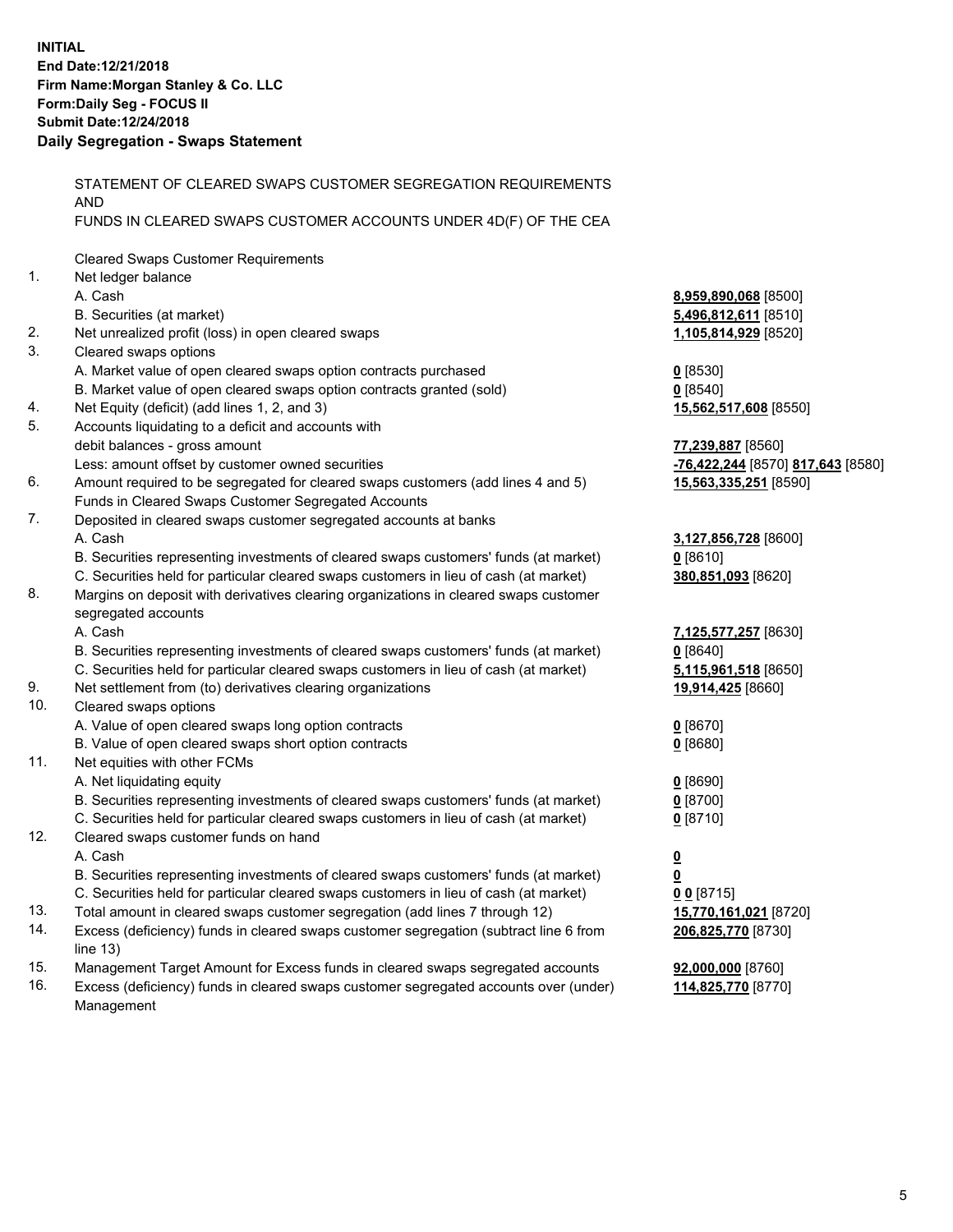**INITIAL**
**End Date:12/21/2018**
**Firm Name:Morgan Stanley & Co. LLC**
**Form:Daily Seg - FOCUS II**
**Submit Date:12/24/2018**
**Daily Segregation - Swaps Statement**

STATEMENT OF CLEARED SWAPS CUSTOMER SEGREGATION REQUIREMENTS AND FUNDS IN CLEARED SWAPS CUSTOMER ACCOUNTS UNDER 4D(F) OF THE CEA

| | | |
|---|---|---|
| | Cleared Swaps Customer Requirements | |
| 1. | Net ledger balance | |
| | A. Cash | **8,959,890,068** [8500] |
| | B. Securities (at market) | **5,496,812,611** [8510] |
| 2. | Net unrealized profit (loss) in open cleared swaps | **1,105,814,929** [8520] |
| 3. | Cleared swaps options | |
| | A. Market value of open cleared swaps option contracts purchased | **0** [8530] |
| | B. Market value of open cleared swaps option contracts granted (sold) | **0** [8540] |
| 4. | Net Equity (deficit) (add lines 1, 2, and 3) | **15,562,517,608** [8550] |
| 5. | Accounts liquidating to a deficit and accounts with debit balances - gross amount | **77,239,887** [8560] |
| | Less: amount offset by customer owned securities | **-76,422,244** [8570] **817,643** [8580] |
| 6. | Amount required to be segregated for cleared swaps customers (add lines 4 and 5) | **15,563,335,251** [8590] |
| | Funds in Cleared Swaps Customer Segregated Accounts | |
| 7. | Deposited in cleared swaps customer segregated accounts at banks | |
| | A. Cash | **3,127,856,728** [8600] |
| | B. Securities representing investments of cleared swaps customers' funds (at market) | **0** [8610] |
| | C. Securities held for particular cleared swaps customers in lieu of cash (at market) | **380,851,093** [8620] |
| 8. | Margins on deposit with derivatives clearing organizations in cleared swaps customer segregated accounts | |
| | A. Cash | **7,125,577,257** [8630] |
| | B. Securities representing investments of cleared swaps customers' funds (at market) | **0** [8640] |
| | C. Securities held for particular cleared swaps customers in lieu of cash (at market) | **5,115,961,518** [8650] |
| 9. | Net settlement from (to) derivatives clearing organizations | **19,914,425** [8660] |
| 10. | Cleared swaps options | |
| | A. Value of open cleared swaps long option contracts | **0** [8670] |
| | B. Value of open cleared swaps short option contracts | **0** [8680] |
| 11. | Net equities with other FCMs | |
| | A. Net liquidating equity | **0** [8690] |
| | B. Securities representing investments of cleared swaps customers' funds (at market) | **0** [8700] |
| | C. Securities held for particular cleared swaps customers in lieu of cash (at market) | **0** [8710] |
| 12. | Cleared swaps customer funds on hand | |
| | A. Cash | **0** |
| | B. Securities representing investments of cleared swaps customers' funds (at market) | **0** |
| | C. Securities held for particular cleared swaps customers in lieu of cash (at market) | **0** **0** [8715] |
| 13. | Total amount in cleared swaps customer segregation (add lines 7 through 12) | **15,770,161,021** [8720] |
| 14. | Excess (deficiency) funds in cleared swaps customer segregation (subtract line 6 from line 13) | **206,825,770** [8730] |
| 15. | Management Target Amount for Excess funds in cleared swaps segregated accounts | **92,000,000** [8760] |
| 16. | Excess (deficiency) funds in cleared swaps customer segregated accounts over (under) Management | **114,825,770** [8770] |